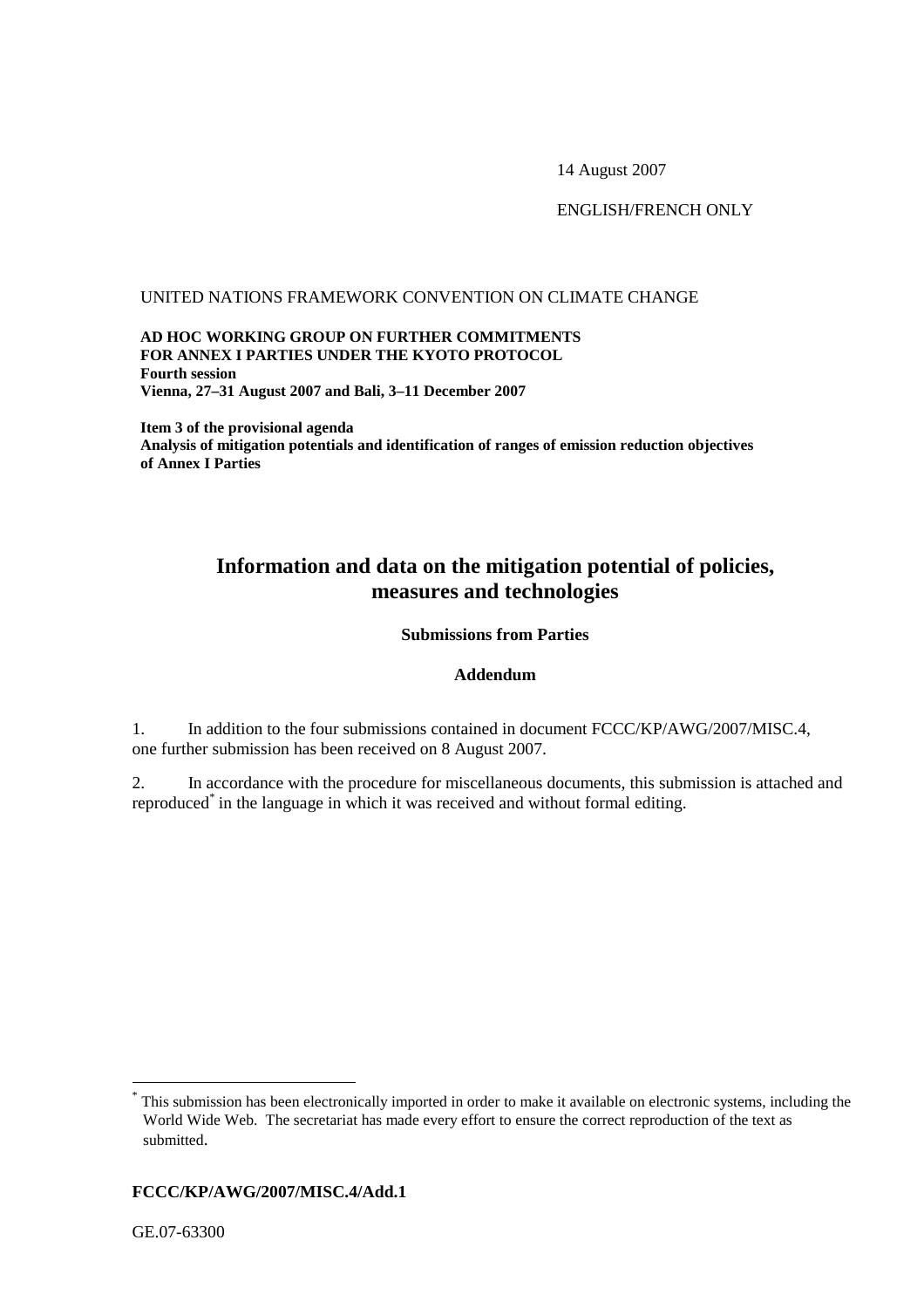14 August 2007

ENGLISH/FRENCH ONLY

UNITED NATIONS FRAMEWORK CONVENTION ON CLIMATE CHANGE

**AD HOC WORKING GROUP ON FURTHER COMMITMENTS FOR ANNEX I PARTIES UNDER THE KYOTO PROTOCOL**
**Fourth session**
**Vienna, 27–31 August 2007 and Bali, 3–11 December 2007**

**Item 3 of the provisional agenda**
**Analysis of mitigation potentials and identification of ranges of emission reduction objectives of Annex I Parties**

# Information and data on the mitigation potential of policies, measures and technologies

**Submissions from Parties**

**Addendum**

1. In addition to the four submissions contained in document FCCC/KP/AWG/2007/MISC.4, one further submission has been received on 8 August 2007.

2. In accordance with the procedure for miscellaneous documents, this submission is attached and reproduced[*] in the language in which it was received and without formal editing.

[*] This submission has been electronically imported in order to make it available on electronic systems, including the World Wide Web. The secretariat has made every effort to ensure the correct reproduction of the text as submitted.

**FCCC/KP/AWG/2007/MISC.4/Add.1**

GE.07-63300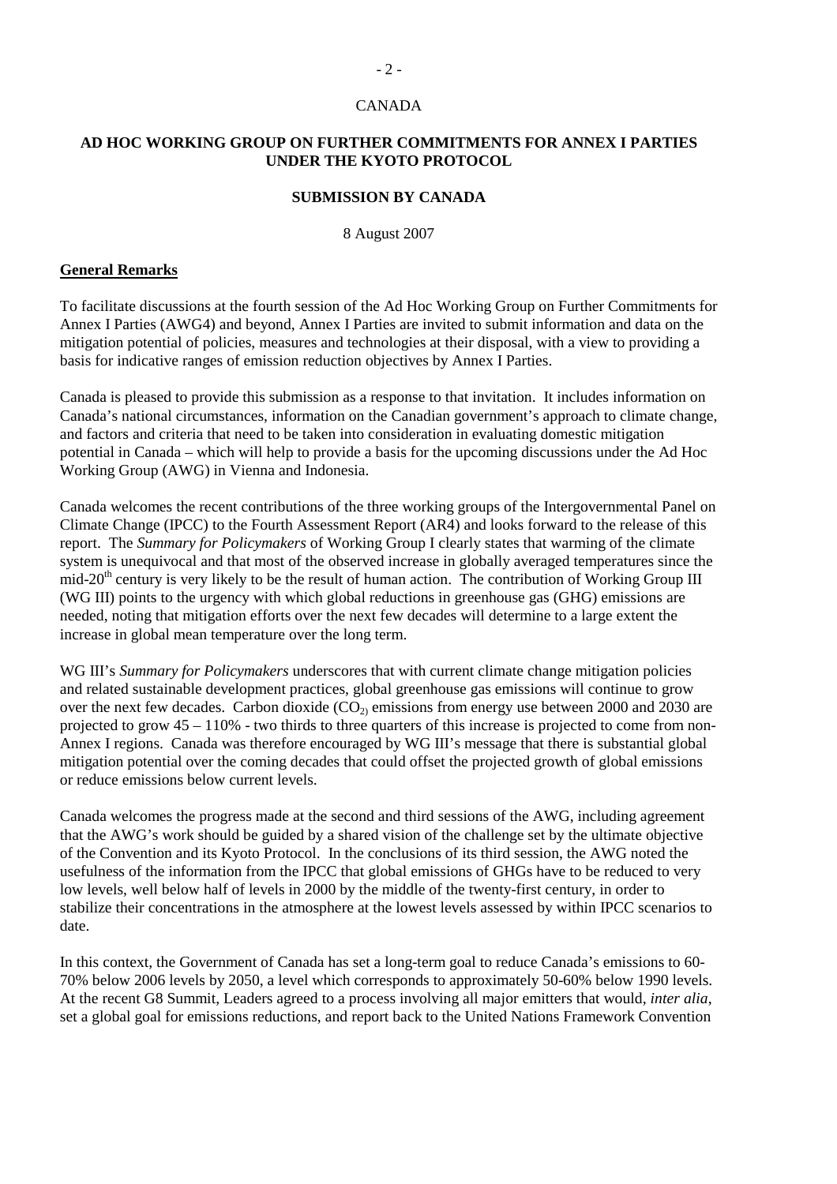CANADA

**AD HOC WORKING GROUP ON FURTHER COMMITMENTS FOR ANNEX I PARTIES UNDER THE KYOTO PROTOCOL**

**SUBMISSION BY CANADA**

8 August 2007

**General Remarks**

To facilitate discussions at the fourth session of the Ad Hoc Working Group on Further Commitments for Annex I Parties (AWG4) and beyond, Annex I Parties are invited to submit information and data on the mitigation potential of policies, measures and technologies at their disposal, with a view to providing a basis for indicative ranges of emission reduction objectives by Annex I Parties.

Canada is pleased to provide this submission as a response to that invitation. It includes information on Canada's national circumstances, information on the Canadian government's approach to climate change, and factors and criteria that need to be taken into consideration in evaluating domestic mitigation potential in Canada – which will help to provide a basis for the upcoming discussions under the Ad Hoc Working Group (AWG) in Vienna and Indonesia.

Canada welcomes the recent contributions of the three working groups of the Intergovernmental Panel on Climate Change (IPCC) to the Fourth Assessment Report (AR4) and looks forward to the release of this report. The *Summary for Policymakers* of Working Group I clearly states that warming of the climate system is unequivocal and that most of the observed increase in globally averaged temperatures since the mid-20th century is very likely to be the result of human action. The contribution of Working Group III (WG III) points to the urgency with which global reductions in greenhouse gas (GHG) emissions are needed, noting that mitigation efforts over the next few decades will determine to a large extent the increase in global mean temperature over the long term.

WG III's *Summary for Policymakers* underscores that with current climate change mitigation policies and related sustainable development practices, global greenhouse gas emissions will continue to grow over the next few decades. Carbon dioxide ($CO_2$) emissions from energy use between 2000 and 2030 are projected to grow 45 – 110% - two thirds to three quarters of this increase is projected to come from non-Annex I regions. Canada was therefore encouraged by WG III's message that there is substantial global mitigation potential over the coming decades that could offset the projected growth of global emissions or reduce emissions below current levels.

Canada welcomes the progress made at the second and third sessions of the AWG, including agreement that the AWG's work should be guided by a shared vision of the challenge set by the ultimate objective of the Convention and its Kyoto Protocol. In the conclusions of its third session, the AWG noted the usefulness of the information from the IPCC that global emissions of GHGs have to be reduced to very low levels, well below half of levels in 2000 by the middle of the twenty-first century, in order to stabilize their concentrations in the atmosphere at the lowest levels assessed by within IPCC scenarios to date.

In this context, the Government of Canada has set a long-term goal to reduce Canada's emissions to 60-70% below 2006 levels by 2050, a level which corresponds to approximately 50-60% below 1990 levels. At the recent G8 Summit, Leaders agreed to a process involving all major emitters that would, *inter alia*, set a global goal for emissions reductions, and report back to the United Nations Framework Convention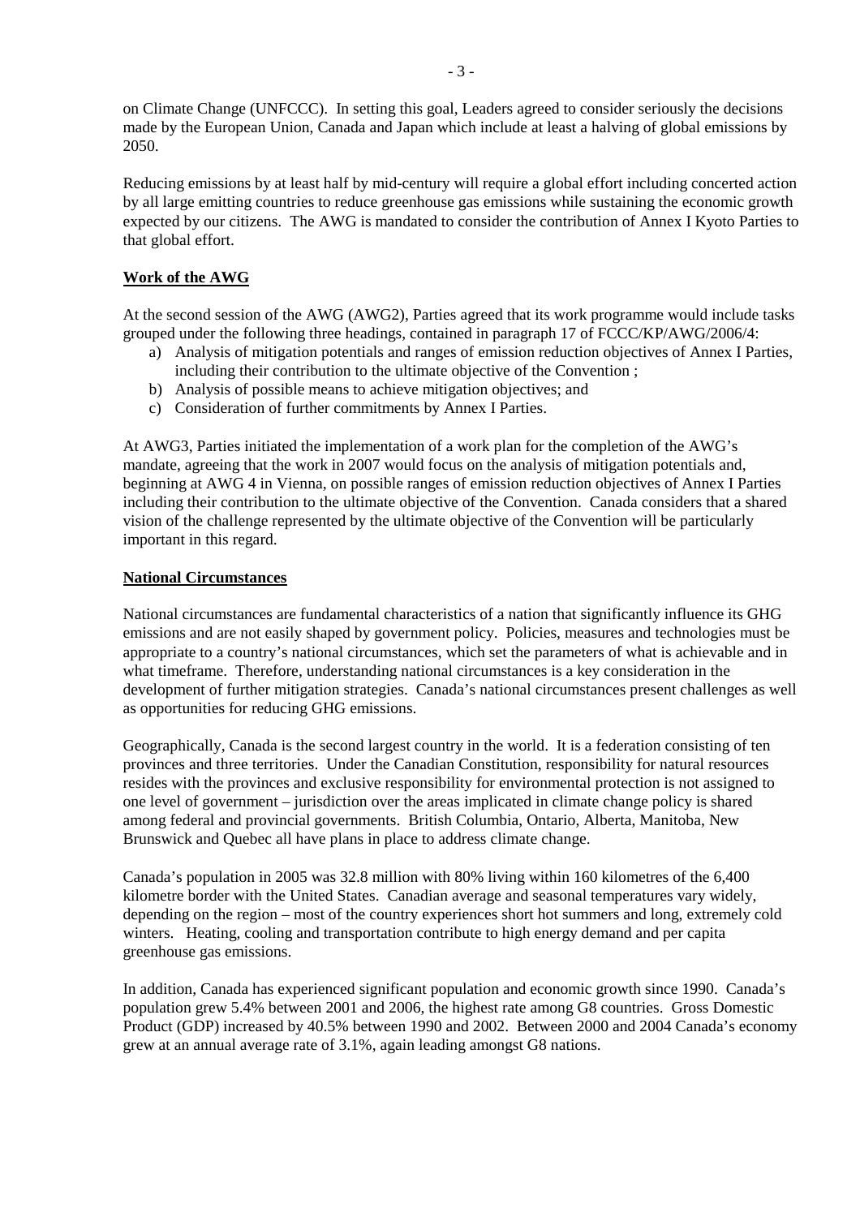on Climate Change (UNFCCC). In setting this goal, Leaders agreed to consider seriously the decisions made by the European Union, Canada and Japan which include at least a halving of global emissions by 2050.

Reducing emissions by at least half by mid-century will require a global effort including concerted action by all large emitting countries to reduce greenhouse gas emissions while sustaining the economic growth expected by our citizens. The AWG is mandated to consider the contribution of Annex I Kyoto Parties to that global effort.

**Work of the AWG**

At the second session of the AWG (AWG2), Parties agreed that its work programme would include tasks grouped under the following three headings, contained in paragraph 17 of FCCC/KP/AWG/2006/4:

a) Analysis of mitigation potentials and ranges of emission reduction objectives of Annex I Parties, including their contribution to the ultimate objective of the Convention ;
b) Analysis of possible means to achieve mitigation objectives; and
c) Consideration of further commitments by Annex I Parties.

At AWG3, Parties initiated the implementation of a work plan for the completion of the AWG's mandate, agreeing that the work in 2007 would focus on the analysis of mitigation potentials and, beginning at AWG 4 in Vienna, on possible ranges of emission reduction objectives of Annex I Parties including their contribution to the ultimate objective of the Convention. Canada considers that a shared vision of the challenge represented by the ultimate objective of the Convention will be particularly important in this regard.

**National Circumstances**

National circumstances are fundamental characteristics of a nation that significantly influence its GHG emissions and are not easily shaped by government policy. Policies, measures and technologies must be appropriate to a country's national circumstances, which set the parameters of what is achievable and in what timeframe. Therefore, understanding national circumstances is a key consideration in the development of further mitigation strategies. Canada's national circumstances present challenges as well as opportunities for reducing GHG emissions.

Geographically, Canada is the second largest country in the world. It is a federation consisting of ten provinces and three territories. Under the Canadian Constitution, responsibility for natural resources resides with the provinces and exclusive responsibility for environmental protection is not assigned to one level of government – jurisdiction over the areas implicated in climate change policy is shared among federal and provincial governments. British Columbia, Ontario, Alberta, Manitoba, New Brunswick and Quebec all have plans in place to address climate change.

Canada's population in 2005 was 32.8 million with 80% living within 160 kilometres of the 6,400 kilometre border with the United States. Canadian average and seasonal temperatures vary widely, depending on the region – most of the country experiences short hot summers and long, extremely cold winters. Heating, cooling and transportation contribute to high energy demand and per capita greenhouse gas emissions.

In addition, Canada has experienced significant population and economic growth since 1990. Canada's population grew 5.4% between 2001 and 2006, the highest rate among G8 countries. Gross Domestic Product (GDP) increased by 40.5% between 1990 and 2002. Between 2000 and 2004 Canada's economy grew at an annual average rate of 3.1%, again leading amongst G8 nations.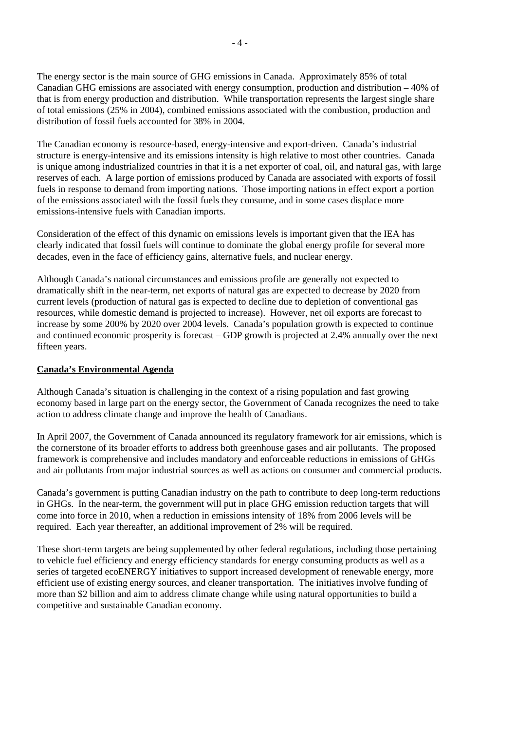The energy sector is the main source of GHG emissions in Canada. Approximately 85% of total Canadian GHG emissions are associated with energy consumption, production and distribution – 40% of that is from energy production and distribution. While transportation represents the largest single share of total emissions (25% in 2004), combined emissions associated with the combustion, production and distribution of fossil fuels accounted for 38% in 2004.

The Canadian economy is resource-based, energy-intensive and export-driven. Canada's industrial structure is energy-intensive and its emissions intensity is high relative to most other countries. Canada is unique among industrialized countries in that it is a net exporter of coal, oil, and natural gas, with large reserves of each. A large portion of emissions produced by Canada are associated with exports of fossil fuels in response to demand from importing nations. Those importing nations in effect export a portion of the emissions associated with the fossil fuels they consume, and in some cases displace more emissions-intensive fuels with Canadian imports.

Consideration of the effect of this dynamic on emissions levels is important given that the IEA has clearly indicated that fossil fuels will continue to dominate the global energy profile for several more decades, even in the face of efficiency gains, alternative fuels, and nuclear energy.

Although Canada's national circumstances and emissions profile are generally not expected to dramatically shift in the near-term, net exports of natural gas are expected to decrease by 2020 from current levels (production of natural gas is expected to decline due to depletion of conventional gas resources, while domestic demand is projected to increase). However, net oil exports are forecast to increase by some 200% by 2020 over 2004 levels. Canada's population growth is expected to continue and continued economic prosperity is forecast – GDP growth is projected at 2.4% annually over the next fifteen years.

## **Canada's Environmental Agenda**

Although Canada's situation is challenging in the context of a rising population and fast growing economy based in large part on the energy sector, the Government of Canada recognizes the need to take action to address climate change and improve the health of Canadians.

In April 2007, the Government of Canada announced its regulatory framework for air emissions, which is the cornerstone of its broader efforts to address both greenhouse gases and air pollutants. The proposed framework is comprehensive and includes mandatory and enforceable reductions in emissions of GHGs and air pollutants from major industrial sources as well as actions on consumer and commercial products.

Canada's government is putting Canadian industry on the path to contribute to deep long-term reductions in GHGs. In the near-term, the government will put in place GHG emission reduction targets that will come into force in 2010, when a reduction in emissions intensity of 18% from 2006 levels will be required. Each year thereafter, an additional improvement of 2% will be required.

These short-term targets are being supplemented by other federal regulations, including those pertaining to vehicle fuel efficiency and energy efficiency standards for energy consuming products as well as a series of targeted ecoENERGY initiatives to support increased development of renewable energy, more efficient use of existing energy sources, and cleaner transportation. The initiatives involve funding of more than $2 billion and aim to address climate change while using natural opportunities to build a competitive and sustainable Canadian economy.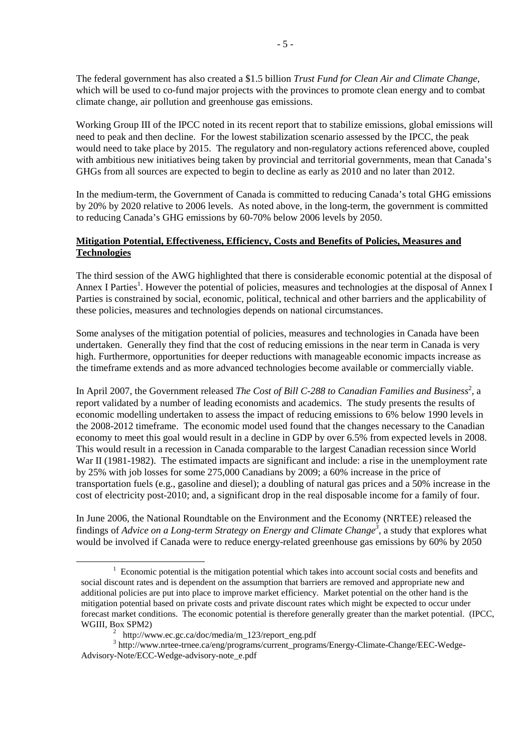The federal government has also created a $1.5 billion *Trust Fund for Clean Air and Climate Change*, which will be used to co-fund major projects with the provinces to promote clean energy and to combat climate change, air pollution and greenhouse gas emissions.

Working Group III of the IPCC noted in its recent report that to stabilize emissions, global emissions will need to peak and then decline. For the lowest stabilization scenario assessed by the IPCC, the peak would need to take place by 2015. The regulatory and non-regulatory actions referenced above, coupled with ambitious new initiatives being taken by provincial and territorial governments, mean that Canada's GHGs from all sources are expected to begin to decline as early as 2010 and no later than 2012.

In the medium-term, the Government of Canada is committed to reducing Canada's total GHG emissions by 20% by 2020 relative to 2006 levels. As noted above, in the long-term, the government is committed to reducing Canada's GHG emissions by 60-70% below 2006 levels by 2050.

**Mitigation Potential, Effectiveness, Efficiency, Costs and Benefits of Policies, Measures and Technologies**

The third session of the AWG highlighted that there is considerable economic potential at the disposal of Annex I Parties[1]. However the potential of policies, measures and technologies at the disposal of Annex I Parties is constrained by social, economic, political, technical and other barriers and the applicability of these policies, measures and technologies depends on national circumstances.

Some analyses of the mitigation potential of policies, measures and technologies in Canada have been undertaken. Generally they find that the cost of reducing emissions in the near term in Canada is very high. Furthermore, opportunities for deeper reductions with manageable economic impacts increase as the timeframe extends and as more advanced technologies become available or commercially viable.

In April 2007, the Government released *The Cost of Bill C-288 to Canadian Families and Business*[2], a report validated by a number of leading economists and academics. The study presents the results of economic modelling undertaken to assess the impact of reducing emissions to 6% below 1990 levels in the 2008-2012 timeframe. The economic model used found that the changes necessary to the Canadian economy to meet this goal would result in a decline in GDP by over 6.5% from expected levels in 2008. This would result in a recession in Canada comparable to the largest Canadian recession since World War II (1981-1982). The estimated impacts are significant and include: a rise in the unemployment rate by 25% with job losses for some 275,000 Canadians by 2009; a 60% increase in the price of transportation fuels (e.g., gasoline and diesel); a doubling of natural gas prices and a 50% increase in the cost of electricity post-2010; and, a significant drop in the real disposable income for a family of four.

In June 2006, the National Roundtable on the Environment and the Economy (NRTEE) released the findings of *Advice on a Long-term Strategy on Energy and Climate Change*[3], a study that explores what would be involved if Canada were to reduce energy-related greenhouse gas emissions by 60% by 2050

---

[1] Economic potential is the mitigation potential which takes into account social costs and benefits and social discount rates and is dependent on the assumption that barriers are removed and appropriate new and additional policies are put into place to improve market efficiency. Market potential on the other hand is the mitigation potential based on private costs and private discount rates which might be expected to occur under forecast market conditions. The economic potential is therefore generally greater than the market potential. (IPCC, WGIII, Box SPM2)

[2] http://www.ec.gc.ca/doc/media/m_123/report_eng.pdf

[3] http://www.nrtee-trnee.ca/eng/programs/current_programs/Energy-Climate-Change/EEC-Wedge-Advisory-Note/ECC-Wedge-advisory-note_e.pdf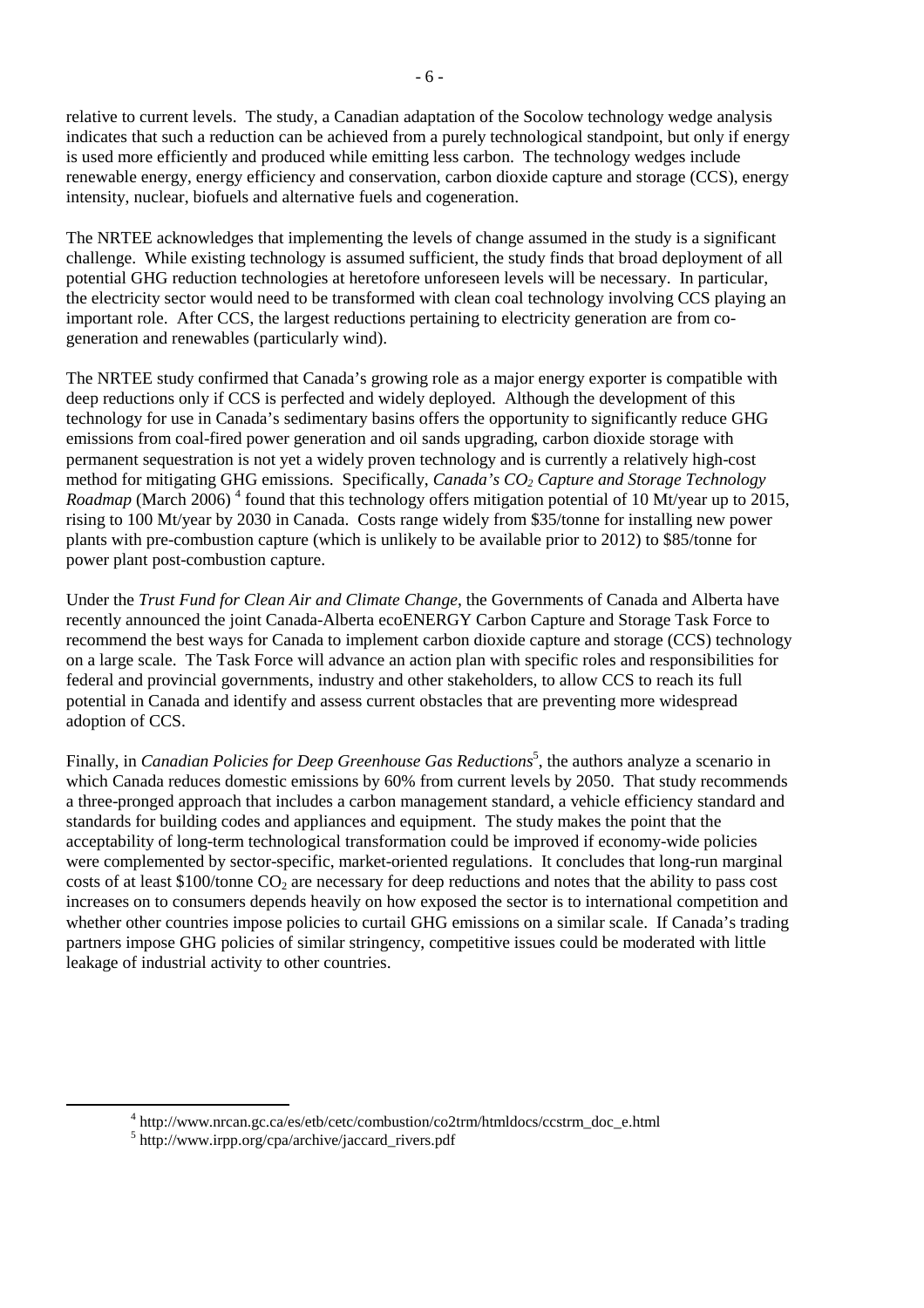relative to current levels. The study, a Canadian adaptation of the Socolow technology wedge analysis indicates that such a reduction can be achieved from a purely technological standpoint, but only if energy is used more efficiently and produced while emitting less carbon. The technology wedges include renewable energy, energy efficiency and conservation, carbon dioxide capture and storage (CCS), energy intensity, nuclear, biofuels and alternative fuels and cogeneration.

The NRTEE acknowledges that implementing the levels of change assumed in the study is a significant challenge. While existing technology is assumed sufficient, the study finds that broad deployment of all potential GHG reduction technologies at heretofore unforeseen levels will be necessary. In particular, the electricity sector would need to be transformed with clean coal technology involving CCS playing an important role. After CCS, the largest reductions pertaining to electricity generation are from co-generation and renewables (particularly wind).

The NRTEE study confirmed that Canada's growing role as a major energy exporter is compatible with deep reductions only if CCS is perfected and widely deployed. Although the development of this technology for use in Canada's sedimentary basins offers the opportunity to significantly reduce GHG emissions from coal-fired power generation and oil sands upgrading, carbon dioxide storage with permanent sequestration is not yet a widely proven technology and is currently a relatively high-cost method for mitigating GHG emissions. Specifically, *Canada's $CO_2$ Capture and Storage Technology Roadmap* (March 2006) [4] found that this technology offers mitigation potential of 10 Mt/year up to 2015, rising to 100 Mt/year by 2030 in Canada. Costs range widely from \$35/tonne for installing new power plants with pre-combustion capture (which is unlikely to be available prior to 2012) to \$85/tonne for power plant post-combustion capture.

Under the *Trust Fund for Clean Air and Climate Change*, the Governments of Canada and Alberta have recently announced the joint Canada-Alberta ecoENERGY Carbon Capture and Storage Task Force to recommend the best ways for Canada to implement carbon dioxide capture and storage (CCS) technology on a large scale. The Task Force will advance an action plan with specific roles and responsibilities for federal and provincial governments, industry and other stakeholders, to allow CCS to reach its full potential in Canada and identify and assess current obstacles that are preventing more widespread adoption of CCS.

Finally, in *Canadian Policies for Deep Greenhouse Gas Reductions*[5], the authors analyze a scenario in which Canada reduces domestic emissions by 60% from current levels by 2050. That study recommends a three-pronged approach that includes a carbon management standard, a vehicle efficiency standard and standards for building codes and appliances and equipment. The study makes the point that the acceptability of long-term technological transformation could be improved if economy-wide policies were complemented by sector-specific, market-oriented regulations. It concludes that long-run marginal costs of at least \$100/tonne $CO_2$ are necessary for deep reductions and notes that the ability to pass cost increases on to consumers depends heavily on how exposed the sector is to international competition and whether other countries impose policies to curtail GHG emissions on a similar scale. If Canada's trading partners impose GHG policies of similar stringency, competitive issues could be moderated with little leakage of industrial activity to other countries.

[4] http://www.nrcan.gc.ca/es/etb/cetc/combustion/co2trm/htmldocs/ccstrm_doc_e.html
[5] http://www.irpp.org/cpa/archive/jaccard_rivers.pdf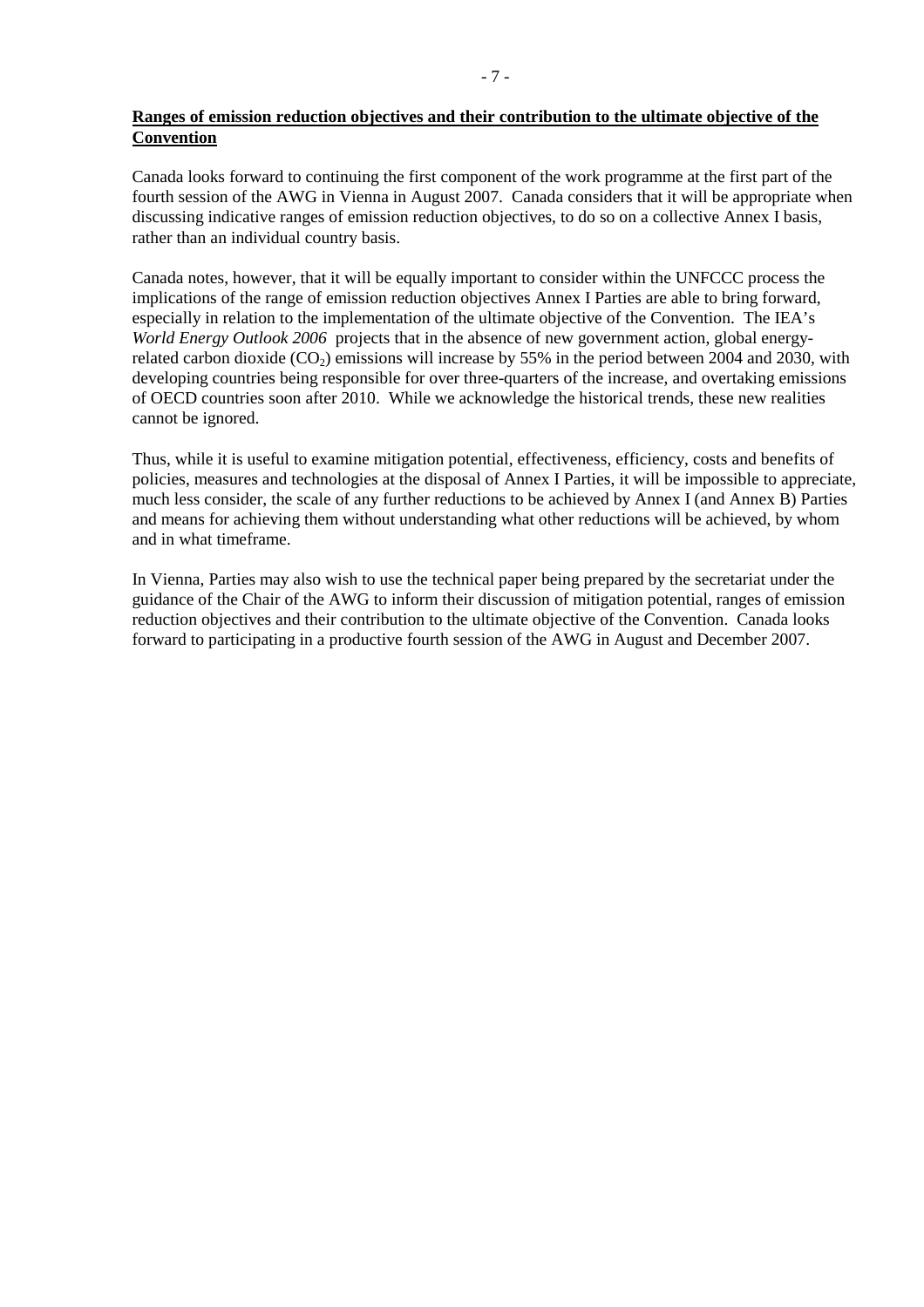**Ranges of emission reduction objectives and their contribution to the ultimate objective of the Convention**

Canada looks forward to continuing the first component of the work programme at the first part of the fourth session of the AWG in Vienna in August 2007. Canada considers that it will be appropriate when discussing indicative ranges of emission reduction objectives, to do so on a collective Annex I basis, rather than an individual country basis.

Canada notes, however, that it will be equally important to consider within the UNFCCC process the implications of the range of emission reduction objectives Annex I Parties are able to bring forward, especially in relation to the implementation of the ultimate objective of the Convention. The IEA's *World Energy Outlook 2006* projects that in the absence of new government action, global energy-related carbon dioxide ($CO_2$) emissions will increase by 55% in the period between 2004 and 2030, with developing countries being responsible for over three-quarters of the increase, and overtaking emissions of OECD countries soon after 2010. While we acknowledge the historical trends, these new realities cannot be ignored.

Thus, while it is useful to examine mitigation potential, effectiveness, efficiency, costs and benefits of policies, measures and technologies at the disposal of Annex I Parties, it will be impossible to appreciate, much less consider, the scale of any further reductions to be achieved by Annex I (and Annex B) Parties and means for achieving them without understanding what other reductions will be achieved, by whom and in what timeframe.

In Vienna, Parties may also wish to use the technical paper being prepared by the secretariat under the guidance of the Chair of the AWG to inform their discussion of mitigation potential, ranges of emission reduction objectives and their contribution to the ultimate objective of the Convention. Canada looks forward to participating in a productive fourth session of the AWG in August and December 2007.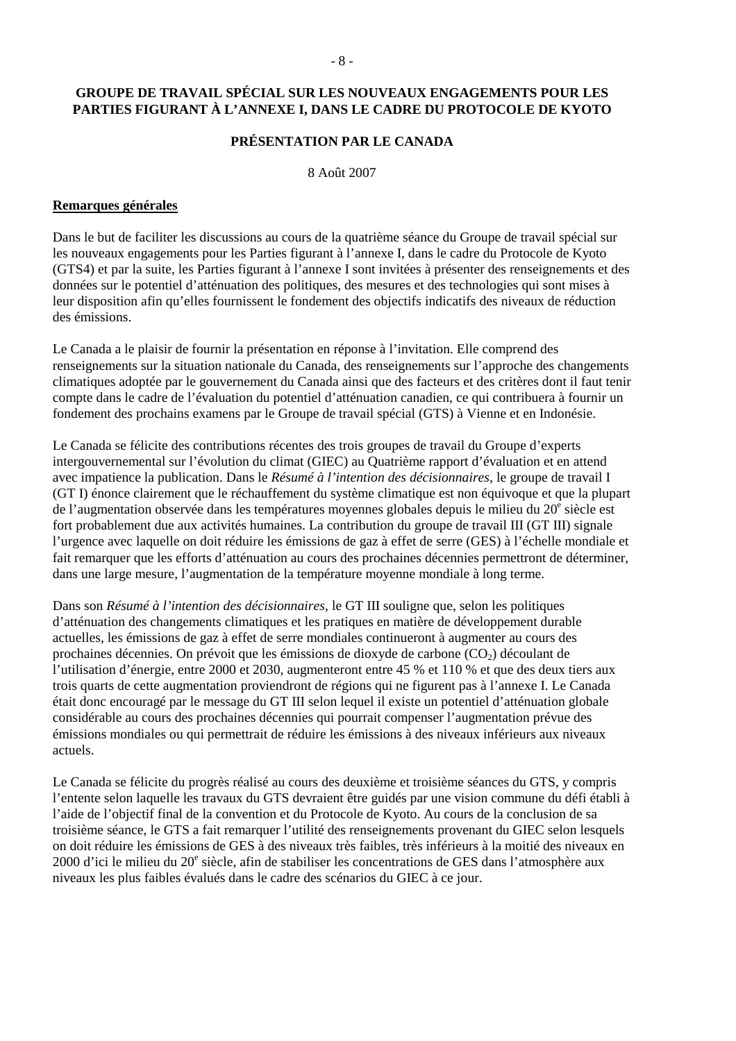**GROUPE DE TRAVAIL SPÉCIAL SUR LES NOUVEAUX ENGAGEMENTS POUR LES PARTIES FIGURANT À L'ANNEXE I, DANS LE CADRE DU PROTOCOLE DE KYOTO**

**PRÉSENTATION PAR LE CANADA**

8 Août 2007

**Remarques générales**

Dans le but de faciliter les discussions au cours de la quatrième séance du Groupe de travail spécial sur les nouveaux engagements pour les Parties figurant à l'annexe I, dans le cadre du Protocole de Kyoto (GTS4) et par la suite, les Parties figurant à l'annexe I sont invitées à présenter des renseignements et des données sur le potentiel d'atténuation des politiques, des mesures et des technologies qui sont mises à leur disposition afin qu'elles fournissent le fondement des objectifs indicatifs des niveaux de réduction des émissions.

Le Canada a le plaisir de fournir la présentation en réponse à l'invitation. Elle comprend des renseignements sur la situation nationale du Canada, des renseignements sur l'approche des changements climatiques adoptée par le gouvernement du Canada ainsi que des facteurs et des critères dont il faut tenir compte dans le cadre de l'évaluation du potentiel d'atténuation canadien, ce qui contribuera à fournir un fondement des prochains examens par le Groupe de travail spécial (GTS) à Vienne et en Indonésie.

Le Canada se félicite des contributions récentes des trois groupes de travail du Groupe d'experts intergouvernemental sur l'évolution du climat (GIEC) au Quatrième rapport d'évaluation et en attend avec impatience la publication. Dans le *Résumé à l'intention des décisionnaires*, le groupe de travail I (GT I) énonce clairement que le réchauffement du système climatique est non équivoque et que la plupart de l'augmentation observée dans les températures moyennes globales depuis le milieu du 20e siècle est fort probablement due aux activités humaines. La contribution du groupe de travail III (GT III) signale l'urgence avec laquelle on doit réduire les émissions de gaz à effet de serre (GES) à l'échelle mondiale et fait remarquer que les efforts d'atténuation au cours des prochaines décennies permettront de déterminer, dans une large mesure, l'augmentation de la température moyenne mondiale à long terme.

Dans son *Résumé à l'intention des décisionnaires*, le GT III souligne que, selon les politiques d'atténuation des changements climatiques et les pratiques en matière de développement durable actuelles, les émissions de gaz à effet de serre mondiales continueront à augmenter au cours des prochaines décennies. On prévoit que les émissions de dioxyde de carbone ($CO_2$) découlant de l'utilisation d'énergie, entre 2000 et 2030, augmenteront entre 45 % et 110 % et que des deux tiers aux trois quarts de cette augmentation proviendront de régions qui ne figurent pas à l'annexe I. Le Canada était donc encouragé par le message du GT III selon lequel il existe un potentiel d'atténuation globale considérable au cours des prochaines décennies qui pourrait compenser l'augmentation prévue des émissions mondiales ou qui permettrait de réduire les émissions à des niveaux inférieurs aux niveaux actuels.

Le Canada se félicite du progrès réalisé au cours des deuxième et troisième séances du GTS, y compris l'entente selon laquelle les travaux du GTS devraient être guidés par une vision commune du défi établi à l'aide de l'objectif final de la convention et du Protocole de Kyoto. Au cours de la conclusion de sa troisième séance, le GTS a fait remarquer l'utilité des renseignements provenant du GIEC selon lesquels on doit réduire les émissions de GES à des niveaux très faibles, très inférieurs à la moitié des niveaux en 2000 d'ici le milieu du 20e siècle, afin de stabiliser les concentrations de GES dans l'atmosphère aux niveaux les plus faibles évalués dans le cadre des scénarios du GIEC à ce jour.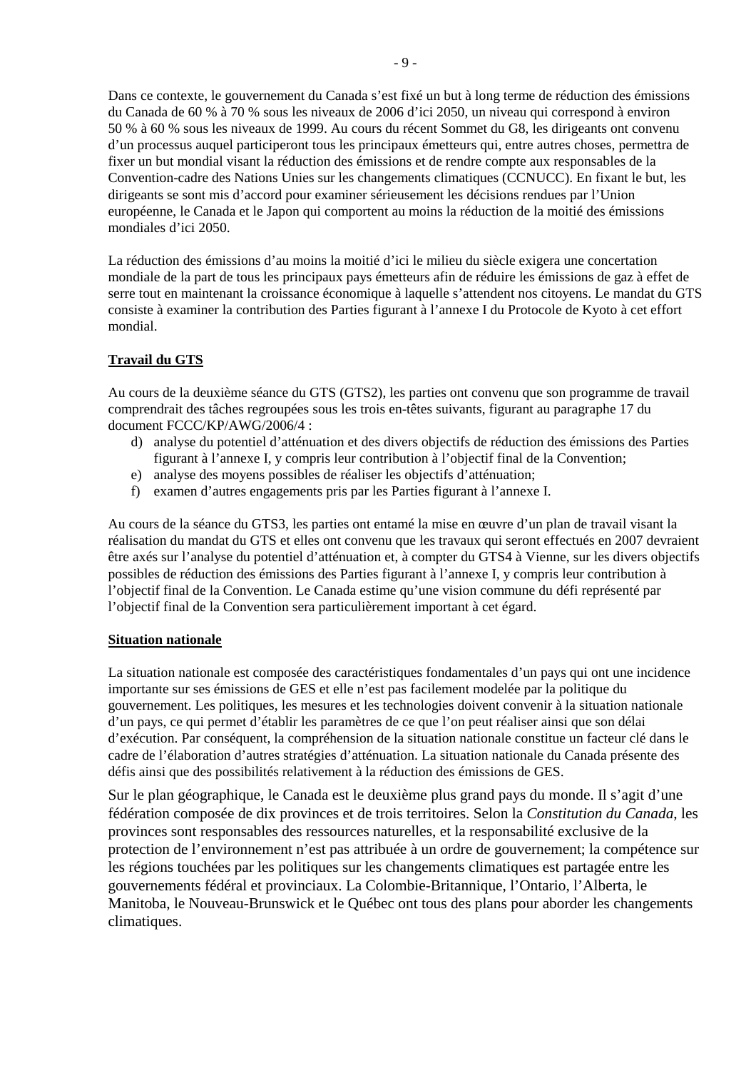Dans ce contexte, le gouvernement du Canada s'est fixé un but à long terme de réduction des émissions du Canada de 60 % à 70 % sous les niveaux de 2006 d'ici 2050, un niveau qui correspond à environ 50 % à 60 % sous les niveaux de 1999. Au cours du récent Sommet du G8, les dirigeants ont convenu d'un processus auquel participeront tous les principaux émetteurs qui, entre autres choses, permettra de fixer un but mondial visant la réduction des émissions et de rendre compte aux responsables de la Convention-cadre des Nations Unies sur les changements climatiques (CCNUCC). En fixant le but, les dirigeants se sont mis d'accord pour examiner sérieusement les décisions rendues par l'Union européenne, le Canada et le Japon qui comportent au moins la réduction de la moitié des émissions mondiales d'ici 2050.

La réduction des émissions d'au moins la moitié d'ici le milieu du siècle exigera une concertation mondiale de la part de tous les principaux pays émetteurs afin de réduire les émissions de gaz à effet de serre tout en maintenant la croissance économique à laquelle s'attendent nos citoyens. Le mandat du GTS consiste à examiner la contribution des Parties figurant à l'annexe I du Protocole de Kyoto à cet effort mondial.

**Travail du GTS**

Au cours de la deuxième séance du GTS (GTS2), les parties ont convenu que son programme de travail comprendrait des tâches regroupées sous les trois en-têtes suivants, figurant au paragraphe 17 du document FCCC/KP/AWG/2006/4 :

d) analyse du potentiel d'atténuation et des divers objectifs de réduction des émissions des Parties figurant à l'annexe I, y compris leur contribution à l'objectif final de la Convention;
e) analyse des moyens possibles de réaliser les objectifs d'atténuation;
f) examen d'autres engagements pris par les Parties figurant à l'annexe I.

Au cours de la séance du GTS3, les parties ont entamé la mise en œuvre d'un plan de travail visant la réalisation du mandat du GTS et elles ont convenu que les travaux qui seront effectués en 2007 devraient être axés sur l'analyse du potentiel d'atténuation et, à compter du GTS4 à Vienne, sur les divers objectifs possibles de réduction des émissions des Parties figurant à l'annexe I, y compris leur contribution à l'objectif final de la Convention. Le Canada estime qu'une vision commune du défi représenté par l'objectif final de la Convention sera particulièrement important à cet égard.

**Situation nationale**

La situation nationale est composée des caractéristiques fondamentales d'un pays qui ont une incidence importante sur ses émissions de GES et elle n'est pas facilement modelée par la politique du gouvernement. Les politiques, les mesures et les technologies doivent convenir à la situation nationale d'un pays, ce qui permet d'établir les paramètres de ce que l'on peut réaliser ainsi que son délai d'exécution. Par conséquent, la compréhension de la situation nationale constitue un facteur clé dans le cadre de l'élaboration d'autres stratégies d'atténuation. La situation nationale du Canada présente des défis ainsi que des possibilités relativement à la réduction des émissions de GES.

Sur le plan géographique, le Canada est le deuxième plus grand pays du monde. Il s'agit d'une fédération composée de dix provinces et de trois territoires. Selon la *Constitution du Canada*, les provinces sont responsables des ressources naturelles, et la responsabilité exclusive de la protection de l'environnement n'est pas attribuée à un ordre de gouvernement; la compétence sur les régions touchées par les politiques sur les changements climatiques est partagée entre les gouvernements fédéral et provinciaux. La Colombie-Britannique, l'Ontario, l'Alberta, le Manitoba, le Nouveau-Brunswick et le Québec ont tous des plans pour aborder les changements climatiques.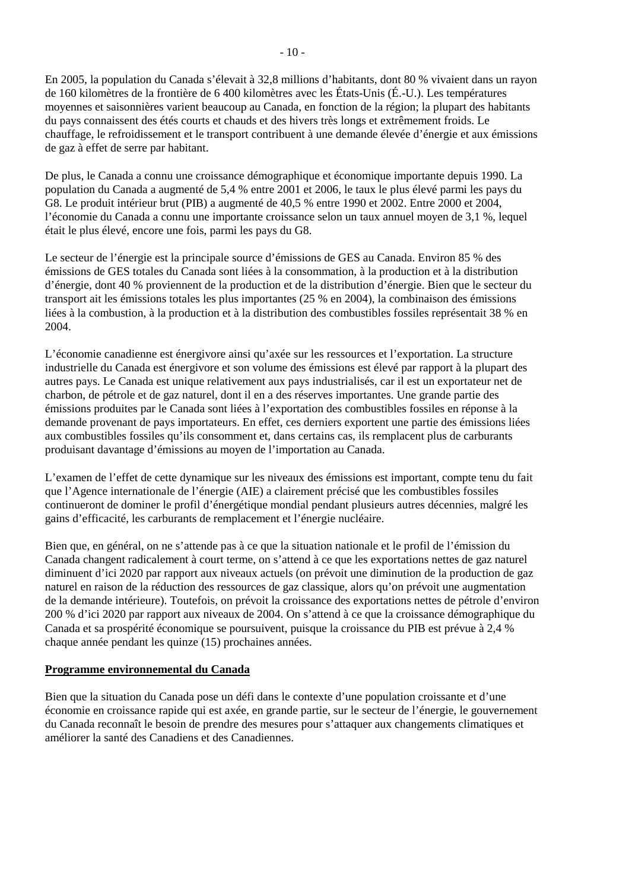En 2005, la population du Canada s’élevait à 32,8 millions d’habitants, dont 80 % vivaient dans un rayon de 160 kilomètres de la frontière de 6 400 kilomètres avec les États-Unis (É.-U.). Les températures moyennes et saisonnières varient beaucoup au Canada, en fonction de la région; la plupart des habitants du pays connaissent des étés courts et chauds et des hivers très longs et extrêmement froids. Le chauffage, le refroidissement et le transport contribuent à une demande élevée d’énergie et aux émissions de gaz à effet de serre par habitant.

De plus, le Canada a connu une croissance démographique et économique importante depuis 1990. La population du Canada a augmenté de 5,4 % entre 2001 et 2006, le taux le plus élevé parmi les pays du G8. Le produit intérieur brut (PIB) a augmenté de 40,5 % entre 1990 et 2002. Entre 2000 et 2004, l’économie du Canada a connu une importante croissance selon un taux annuel moyen de 3,1 %, lequel était le plus élevé, encore une fois, parmi les pays du G8.

Le secteur de l’énergie est la principale source d’émissions de GES au Canada. Environ 85 % des émissions de GES totales du Canada sont liées à la consommation, à la production et à la distribution d’énergie, dont 40 % proviennent de la production et de la distribution d’énergie. Bien que le secteur du transport ait les émissions totales les plus importantes (25 % en 2004), la combinaison des émissions liées à la combustion, à la production et à la distribution des combustibles fossiles représentait 38 % en 2004.

L’économie canadienne est énergivore ainsi qu’axée sur les ressources et l’exportation. La structure industrielle du Canada est énergivore et son volume des émissions est élevé par rapport à la plupart des autres pays. Le Canada est unique relativement aux pays industrialisés, car il est un exportateur net de charbon, de pétrole et de gaz naturel, dont il en a des réserves importantes. Une grande partie des émissions produites par le Canada sont liées à l’exportation des combustibles fossiles en réponse à la demande provenant de pays importateurs. En effet, ces derniers exportent une partie des émissions liées aux combustibles fossiles qu’ils consomment et, dans certains cas, ils remplacent plus de carburants produisant davantage d’émissions au moyen de l’importation au Canada.

L’examen de l’effet de cette dynamique sur les niveaux des émissions est important, compte tenu du fait que l’Agence internationale de l’énergie (AIE) a clairement précisé que les combustibles fossiles continueront de dominer le profil d’énergétique mondial pendant plusieurs autres décennies, malgré les gains d’efficacité, les carburants de remplacement et l’énergie nucléaire.

Bien que, en général, on ne s’attende pas à ce que la situation nationale et le profil de l’émission du Canada changent radicalement à court terme, on s’attend à ce que les exportations nettes de gaz naturel diminuent d’ici 2020 par rapport aux niveaux actuels (on prévoit une diminution de la production de gaz naturel en raison de la réduction des ressources de gaz classique, alors qu’on prévoit une augmentation de la demande intérieure). Toutefois, on prévoit la croissance des exportations nettes de pétrole d’environ 200 % d’ici 2020 par rapport aux niveaux de 2004. On s’attend à ce que la croissance démographique du Canada et sa prospérité économique se poursuivent, puisque la croissance du PIB est prévue à 2,4 % chaque année pendant les quinze (15) prochaines années.

**Programme environnemental du Canada**

Bien que la situation du Canada pose un défi dans le contexte d’une population croissante et d’une économie en croissance rapide qui est axée, en grande partie, sur le secteur de l’énergie, le gouvernement du Canada reconnaît le besoin de prendre des mesures pour s’attaquer aux changements climatiques et améliorer la santé des Canadiens et des Canadiennes.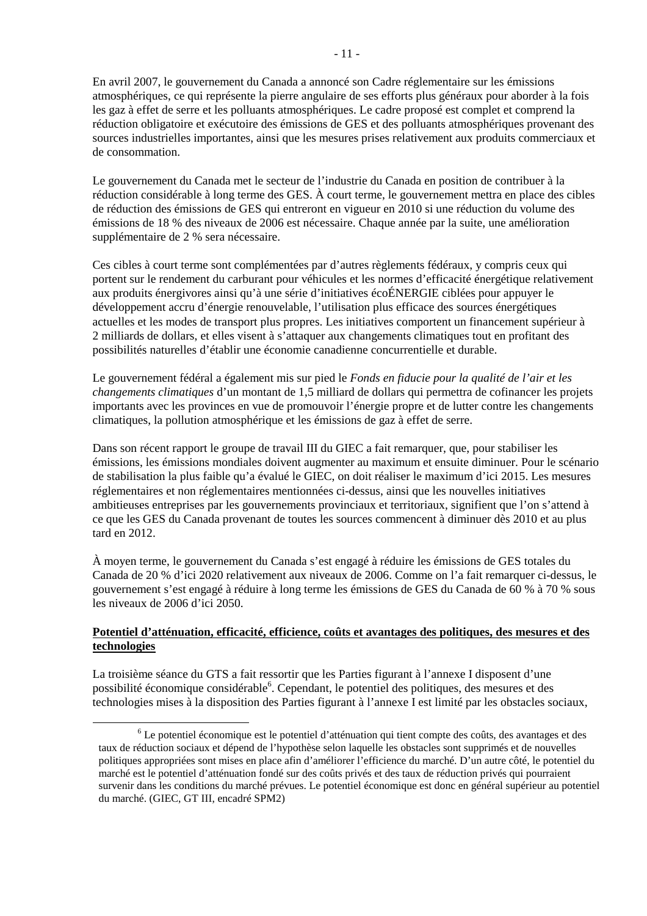En avril 2007, le gouvernement du Canada a annoncé son Cadre réglementaire sur les émissions atmosphériques, ce qui représente la pierre angulaire de ses efforts plus généraux pour aborder à la fois les gaz à effet de serre et les polluants atmosphériques. Le cadre proposé est complet et comprend la réduction obligatoire et exécutoire des émissions de GES et des polluants atmosphériques provenant des sources industrielles importantes, ainsi que les mesures prises relativement aux produits commerciaux et de consommation.

Le gouvernement du Canada met le secteur de l'industrie du Canada en position de contribuer à la réduction considérable à long terme des GES. À court terme, le gouvernement mettra en place des cibles de réduction des émissions de GES qui entreront en vigueur en 2010 si une réduction du volume des émissions de 18 % des niveaux de 2006 est nécessaire. Chaque année par la suite, une amélioration supplémentaire de 2 % sera nécessaire.

Ces cibles à court terme sont complémentées par d'autres règlements fédéraux, y compris ceux qui portent sur le rendement du carburant pour véhicules et les normes d'efficacité énergétique relativement aux produits énergivores ainsi qu'à une série d'initiatives écoÉNERGIE ciblées pour appuyer le développement accru d'énergie renouvelable, l'utilisation plus efficace des sources énergétiques actuelles et les modes de transport plus propres. Les initiatives comportent un financement supérieur à 2 milliards de dollars, et elles visent à s'attaquer aux changements climatiques tout en profitant des possibilités naturelles d'établir une économie canadienne concurrentielle et durable.

Le gouvernement fédéral a également mis sur pied le *Fonds en fiducie pour la qualité de l'air et les changements climatiques* d'un montant de 1,5 milliard de dollars qui permettra de cofinancer les projets importants avec les provinces en vue de promouvoir l'énergie propre et de lutter contre les changements climatiques, la pollution atmosphérique et les émissions de gaz à effet de serre.

Dans son récent rapport le groupe de travail III du GIEC a fait remarquer, que, pour stabiliser les émissions, les émissions mondiales doivent augmenter au maximum et ensuite diminuer. Pour le scénario de stabilisation la plus faible qu'a évalué le GIEC, on doit réaliser le maximum d'ici 2015. Les mesures réglementaires et non réglementaires mentionnées ci-dessus, ainsi que les nouvelles initiatives ambitieuses entreprises par les gouvernements provinciaux et territoriaux, signifient que l'on s'attend à ce que les GES du Canada provenant de toutes les sources commencent à diminuer dès 2010 et au plus tard en 2012.

À moyen terme, le gouvernement du Canada s'est engagé à réduire les émissions de GES totales du Canada de 20 % d'ici 2020 relativement aux niveaux de 2006. Comme on l'a fait remarquer ci-dessus, le gouvernement s'est engagé à réduire à long terme les émissions de GES du Canada de 60 % à 70 % sous les niveaux de 2006 d'ici 2050.

**<u>Potentiel d'atténuation, efficacité, efficience, coûts et avantages des politiques, des mesures et des technologies</u>**

La troisième séance du GTS a fait ressortir que les Parties figurant à l'annexe I disposent d'une possibilité économique considérable[6]. Cependant, le potentiel des politiques, des mesures et des technologies mises à la disposition des Parties figurant à l'annexe I est limité par les obstacles sociaux,

[6] Le potentiel économique est le potentiel d'atténuation qui tient compte des coûts, des avantages et des taux de réduction sociaux et dépend de l'hypothèse selon laquelle les obstacles sont supprimés et de nouvelles politiques appropriées sont mises en place afin d'améliorer l'efficience du marché. D'un autre côté, le potentiel du marché est le potentiel d'atténuation fondé sur des coûts privés et des taux de réduction privés qui pourraient survenir dans les conditions du marché prévues. Le potentiel économique est donc en général supérieur au potentiel du marché. (GIEC, GT III, encadré SPM2)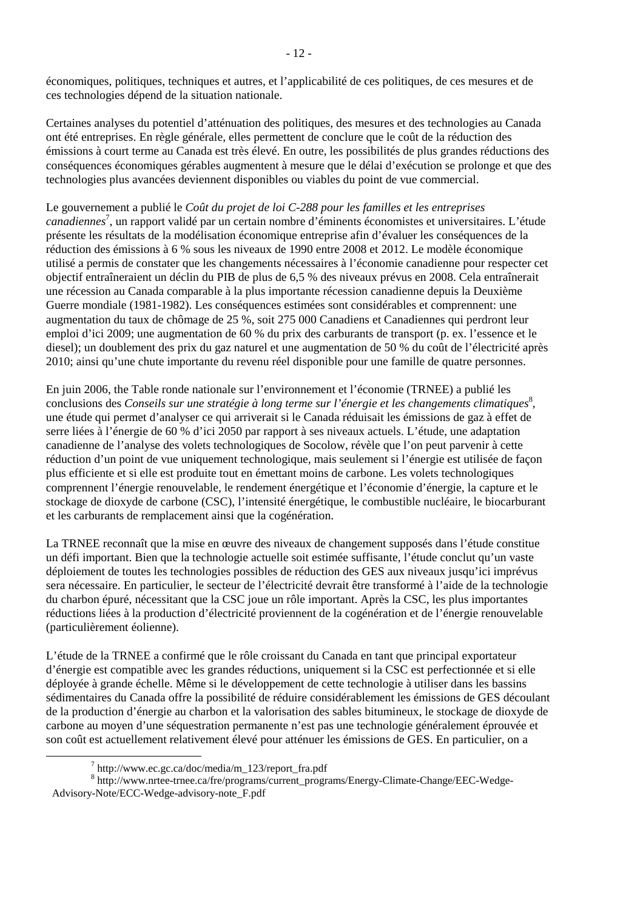économiques, politiques, techniques et autres, et l'applicabilité de ces politiques, de ces mesures et de ces technologies dépend de la situation nationale.

Certaines analyses du potentiel d'atténuation des politiques, des mesures et des technologies au Canada ont été entreprises. En règle générale, elles permettent de conclure que le coût de la réduction des émissions à court terme au Canada est très élevé. En outre, les possibilités de plus grandes réductions des conséquences économiques gérables augmentent à mesure que le délai d'exécution se prolonge et que des technologies plus avancées deviennent disponibles ou viables du point de vue commercial.

Le gouvernement a publié le *Coût du projet de loi C-288 pour les familles et les entreprises canadiennes*[7], un rapport validé par un certain nombre d'éminents économistes et universitaires. L'étude présente les résultats de la modélisation économique entreprise afin d'évaluer les conséquences de la réduction des émissions à 6 % sous les niveaux de 1990 entre 2008 et 2012. Le modèle économique utilisé a permis de constater que les changements nécessaires à l'économie canadienne pour respecter cet objectif entraîneraient un déclin du PIB de plus de 6,5 % des niveaux prévus en 2008. Cela entraînerait une récession au Canada comparable à la plus importante récession canadienne depuis la Deuxième Guerre mondiale (1981-1982). Les conséquences estimées sont considérables et comprennent: une augmentation du taux de chômage de 25 %, soit 275 000 Canadiens et Canadiennes qui perdront leur emploi d'ici 2009; une augmentation de 60 % du prix des carburants de transport (p. ex. l'essence et le diesel); un doublement des prix du gaz naturel et une augmentation de 50 % du coût de l'électricité après 2010; ainsi qu'une chute importante du revenu réel disponible pour une famille de quatre personnes.

En juin 2006, the Table ronde nationale sur l'environnement et l'économie (TRNEE) a publié les conclusions des *Conseils sur une stratégie à long terme sur l'énergie et les changements climatiques*[8], une étude qui permet d'analyser ce qui arriverait si le Canada réduisait les émissions de gaz à effet de serre liées à l'énergie de 60 % d'ici 2050 par rapport à ses niveaux actuels. L'étude, une adaptation canadienne de l'analyse des volets technologiques de Socolow, révèle que l'on peut parvenir à cette réduction d'un point de vue uniquement technologique, mais seulement si l'énergie est utilisée de façon plus efficiente et si elle est produite tout en émettant moins de carbone. Les volets technologiques comprennent l'énergie renouvelable, le rendement énergétique et l'économie d'énergie, la capture et le stockage de dioxyde de carbone (CSC), l'intensité énergétique, le combustible nucléaire, le biocarburant et les carburants de remplacement ainsi que la cogénération.

La TRNEE reconnaît que la mise en œuvre des niveaux de changement supposés dans l'étude constitue un défi important. Bien que la technologie actuelle soit estimée suffisante, l'étude conclut qu'un vaste déploiement de toutes les technologies possibles de réduction des GES aux niveaux jusqu'ici imprévus sera nécessaire. En particulier, le secteur de l'électricité devrait être transformé à l'aide de la technologie du charbon épuré, nécessitant que la CSC joue un rôle important. Après la CSC, les plus importantes réductions liées à la production d'électricité proviennent de la cogénération et de l'énergie renouvelable (particulièrement éolienne).

L'étude de la TRNEE a confirmé que le rôle croissant du Canada en tant que principal exportateur d'énergie est compatible avec les grandes réductions, uniquement si la CSC est perfectionnée et si elle déployée à grande échelle. Même si le développement de cette technologie à utiliser dans les bassins sédimentaires du Canada offre la possibilité de réduire considérablement les émissions de GES découlant de la production d'énergie au charbon et la valorisation des sables bitumineux, le stockage de dioxyde de carbone au moyen d'une séquestration permanente n'est pas une technologie généralement éprouvée et son coût est actuellement relativement élevé pour atténuer les émissions de GES. En particulier, on a

[7] http://www.ec.gc.ca/doc/media/m_123/report_fra.pdf

[8] http://www.nrtee-trnee.ca/fre/programs/current_programs/Energy-Climate-Change/EEC-Wedge-Advisory-Note/ECC-Wedge-advisory-note_F.pdf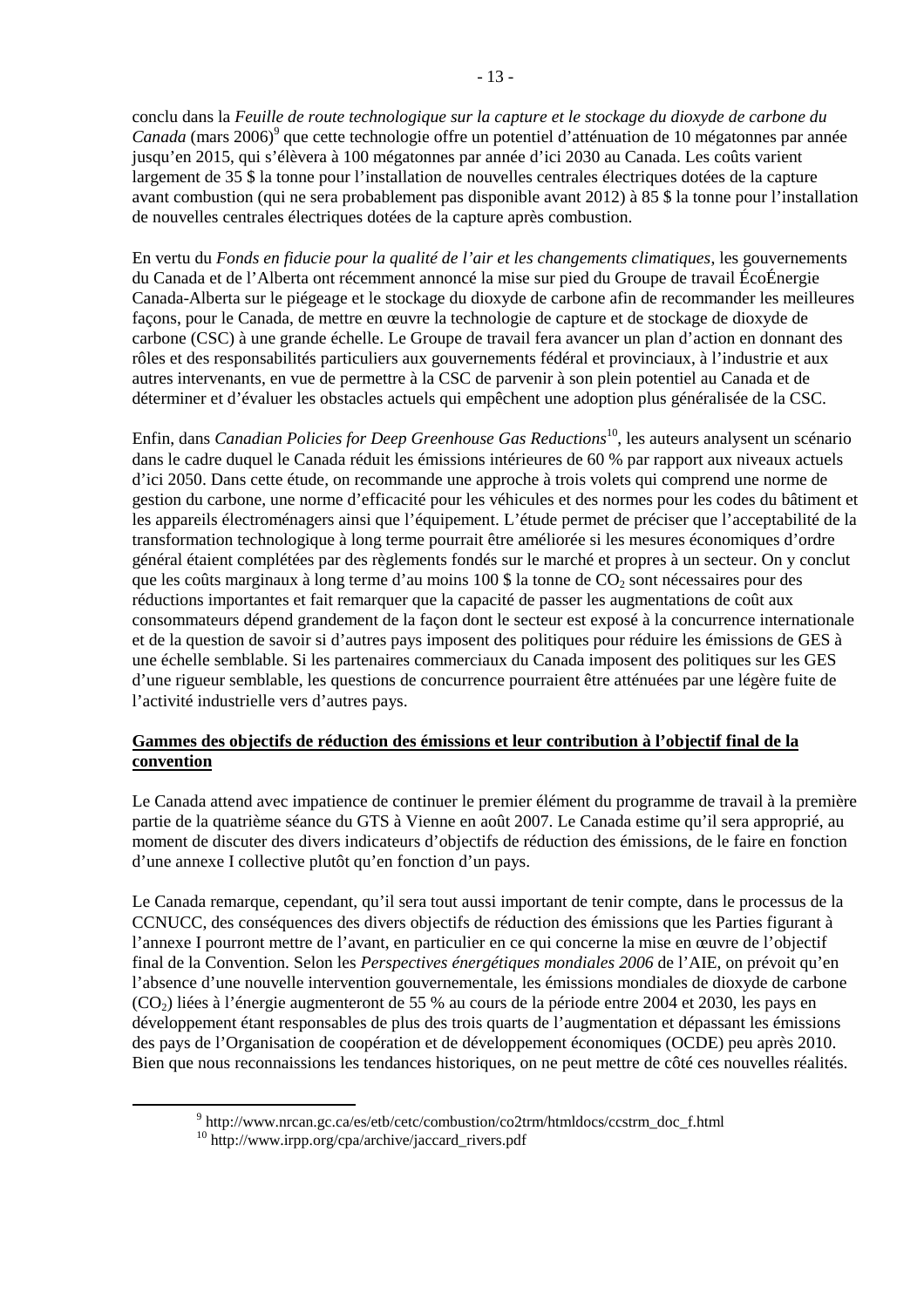conclu dans la *Feuille de route technologique sur la capture et le stockage du dioxyde de carbone du Canada* (mars 2006)[9] que cette technologie offre un potentiel d'atténuation de 10 mégatonnes par année jusqu'en 2015, qui s'élèvera à 100 mégatonnes par année d'ici 2030 au Canada. Les coûts varient largement de 35 $ la tonne pour l'installation de nouvelles centrales électriques dotées de la capture avant combustion (qui ne sera probablement pas disponible avant 2012) à 85 $ la tonne pour l'installation de nouvelles centrales électriques dotées de la capture après combustion.

En vertu du *Fonds en fiducie pour la qualité de l'air et les changements climatiques*, les gouvernements du Canada et de l'Alberta ont récemment annoncé la mise sur pied du Groupe de travail ÉcoÉnergie Canada-Alberta sur le piégeage et le stockage du dioxyde de carbone afin de recommander les meilleures façons, pour le Canada, de mettre en œuvre la technologie de capture et de stockage de dioxyde de carbone (CSC) à une grande échelle. Le Groupe de travail fera avancer un plan d'action en donnant des rôles et des responsabilités particuliers aux gouvernements fédéral et provinciaux, à l'industrie et aux autres intervenants, en vue de permettre à la CSC de parvenir à son plein potentiel au Canada et de déterminer et d'évaluer les obstacles actuels qui empêchent une adoption plus généralisée de la CSC.

Enfin, dans *Canadian Policies for Deep Greenhouse Gas Reductions*[10], les auteurs analysent un scénario dans le cadre duquel le Canada réduit les émissions intérieures de 60 % par rapport aux niveaux actuels d'ici 2050. Dans cette étude, on recommande une approche à trois volets qui comprend une norme de gestion du carbone, une norme d'efficacité pour les véhicules et des normes pour les codes du bâtiment et les appareils électroménagers ainsi que l'équipement. L'étude permet de préciser que l'acceptabilité de la transformation technologique à long terme pourrait être améliorée si les mesures économiques d'ordre général étaient complétées par des règlements fondés sur le marché et propres à un secteur. On y conclut que les coûts marginaux à long terme d'au moins 100 $ la tonne de $CO_2$ sont nécessaires pour des réductions importantes et fait remarquer que la capacité de passer les augmentations de coût aux consommateurs dépend grandement de la façon dont le secteur est exposé à la concurrence internationale et de la question de savoir si d'autres pays imposent des politiques pour réduire les émissions de GES à une échelle semblable. Si les partenaires commerciaux du Canada imposent des politiques sur les GES d'une rigueur semblable, les questions de concurrence pourraient être atténuées par une légère fuite de l'activité industrielle vers d'autres pays.

**<u>Gammes des objectifs de réduction des émissions et leur contribution à l'objectif final de la convention</u>**

Le Canada attend avec impatience de continuer le premier élément du programme de travail à la première partie de la quatrième séance du GTS à Vienne en août 2007. Le Canada estime qu'il sera approprié, au moment de discuter des divers indicateurs d'objectifs de réduction des émissions, de le faire en fonction d'une annexe I collective plutôt qu'en fonction d'un pays.

Le Canada remarque, cependant, qu'il sera tout aussi important de tenir compte, dans le processus de la CCNUCC, des conséquences des divers objectifs de réduction des émissions que les Parties figurant à l'annexe I pourront mettre de l'avant, en particulier en ce qui concerne la mise en œuvre de l'objectif final de la Convention. Selon les *Perspectives énergétiques mondiales 2006* de l'AIE, on prévoit qu'en l'absence d'une nouvelle intervention gouvernementale, les émissions mondiales de dioxyde de carbone ($CO_2$) liées à l'énergie augmenteront de 55 % au cours de la période entre 2004 et 2030, les pays en développement étant responsables de plus des trois quarts de l'augmentation et dépassant les émissions des pays de l'Organisation de coopération et de développement économiques (OCDE) peu après 2010. Bien que nous reconnaissions les tendances historiques, on ne peut mettre de côté ces nouvelles réalités.

---

[9] http://www.nrcan.gc.ca/es/etb/cetc/combustion/co2trm/htmldocs/ccstrm_doc_f.html

[10] http://www.irpp.org/cpa/archive/jaccard_rivers.pdf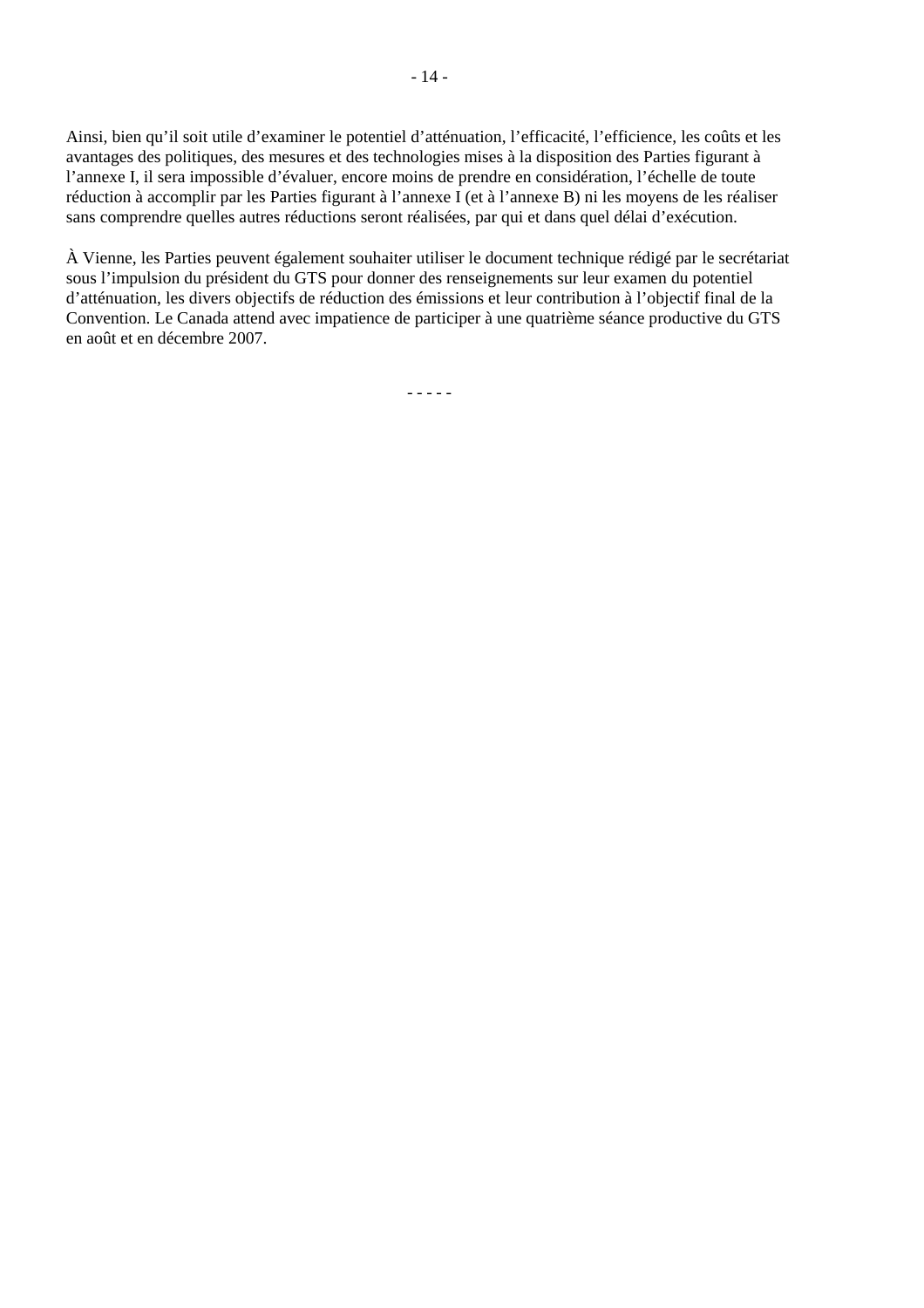Ainsi, bien qu'il soit utile d'examiner le potentiel d'atténuation, l'efficacité, l'efficience, les coûts et les avantages des politiques, des mesures et des technologies mises à la disposition des Parties figurant à l'annexe I, il sera impossible d'évaluer, encore moins de prendre en considération, l'échelle de toute réduction à accomplir par les Parties figurant à l'annexe I (et à l'annexe B) ni les moyens de les réaliser sans comprendre quelles autres réductions seront réalisées, par qui et dans quel délai d'exécution.

À Vienne, les Parties peuvent également souhaiter utiliser le document technique rédigé par le secrétariat sous l'impulsion du président du GTS pour donner des renseignements sur leur examen du potentiel d'atténuation, les divers objectifs de réduction des émissions et leur contribution à l'objectif final de la Convention. Le Canada attend avec impatience de participer à une quatrième séance productive du GTS en août et en décembre 2007.

- - - - -